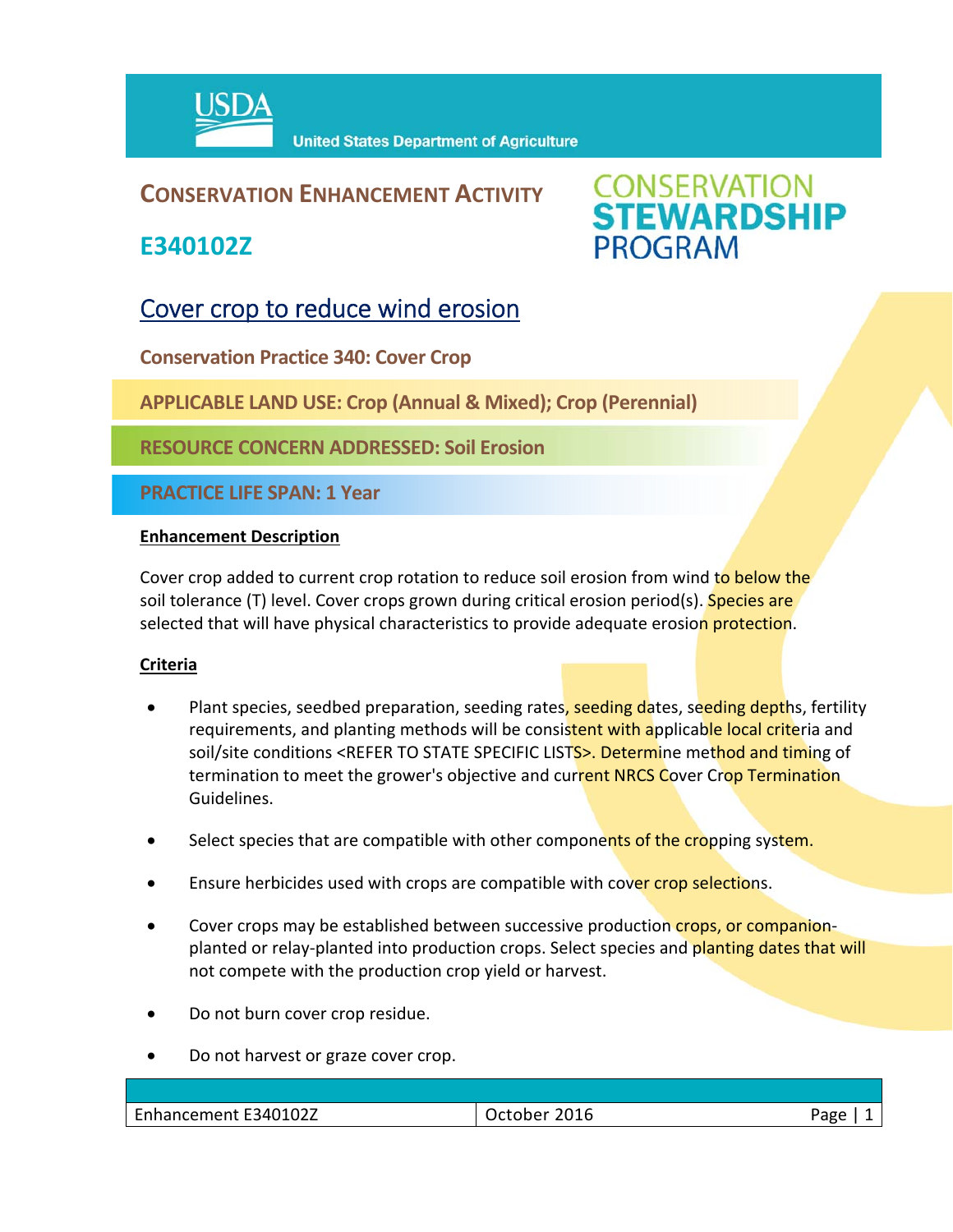USDA United States Department of Agriculture

# CONSERVATION ENHANCEMENT ACTIVITY

## E340102Z

CONSERVATION STEWARDSHIP PROGRAM

## Cover crop to reduce wind erosion

**Conservation Practice 340: Cover Crop**

**APPLICABLE LAND USE: Crop (Annual & Mixed); Crop (Perennial)**

**RESOURCE CONCERN ADDRESSED: Soil Erosion**

**PRACTICE LIFE SPAN: 1 Year**

### Enhancement Description

Cover crop added to current crop rotation to reduce soil erosion from wind to below the soil tolerance (T) level. Cover crops grown during critical erosion period(s). Species are selected that will have physical characteristics to provide adequate erosion protection.

### Criteria

- Plant species, seedbed preparation, seeding rates, seeding dates, seeding depths, fertility requirements, and planting methods will be consistent with applicable local criteria and soil/site conditions <REFER TO STATE SPECIFIC LISTS>. Determine method and timing of termination to meet the grower's objective and current NRCS Cover Crop Termination Guidelines.
- Select species that are compatible with other components of the cropping system.
- Ensure herbicides used with crops are compatible with cover crop selections.
- Cover crops may be established between successive production crops, or companion-planted or relay-planted into production crops. Select species and planting dates that will not compete with the production crop yield or harvest.
- Do not burn cover crop residue.
- Do not harvest or graze cover crop.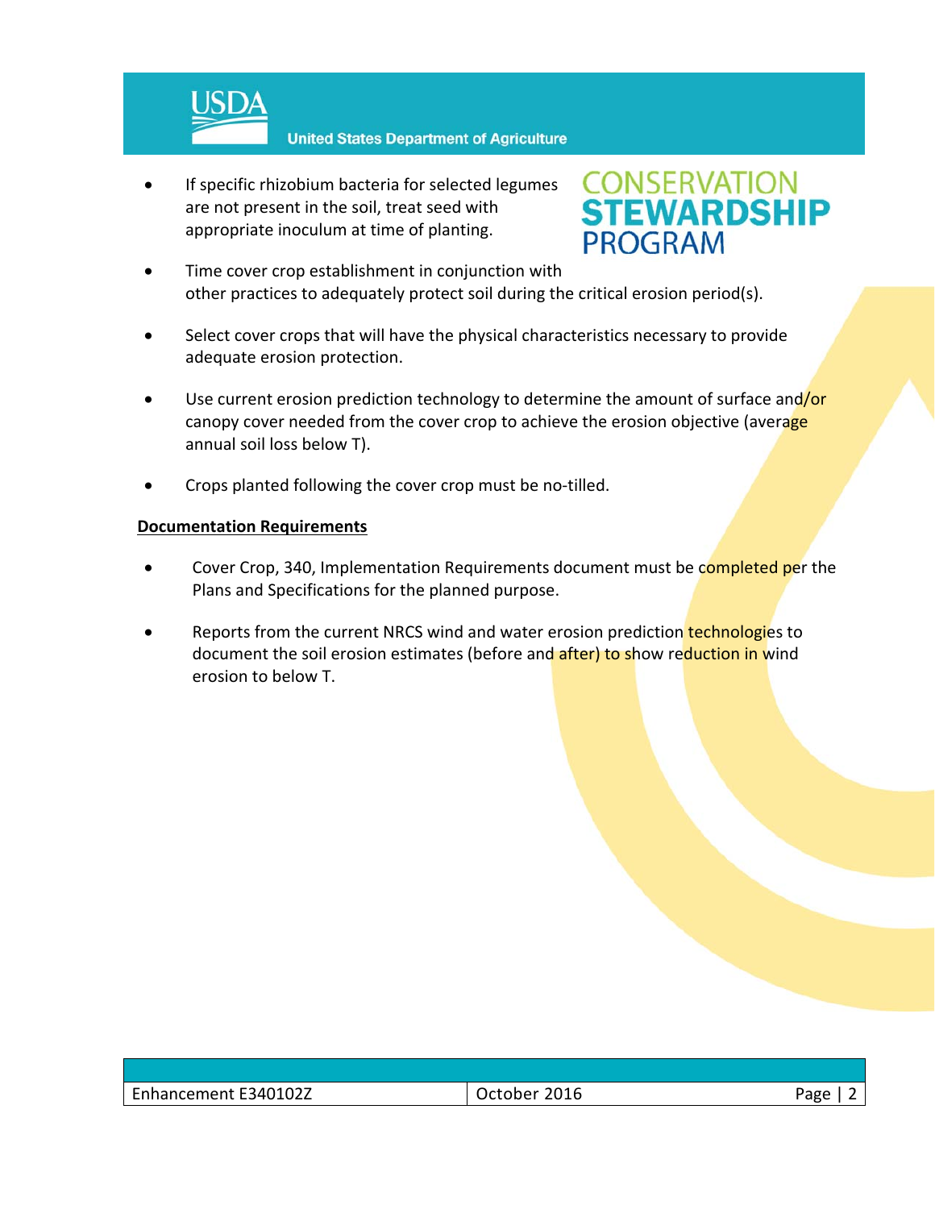- If specific rhizobium bacteria for selected legumes are not present in the soil, treat seed with appropriate inoculum at time of planting.

- Time cover crop establishment in conjunction with other practices to adequately protect soil during the critical erosion period(s).

- Select cover crops that will have the physical characteristics necessary to provide adequate erosion protection.

- Use current erosion prediction technology to determine the amount of surface and/or canopy cover needed from the cover crop to achieve the erosion objective (average annual soil loss below T).

- Crops planted following the cover crop must be no-tilled.

**Documentation Requirements**

- Cover Crop, 340, Implementation Requirements document must be completed per the Plans and Specifications for the planned purpose.

- Reports from the current NRCS wind and water erosion prediction technologies to document the soil erosion estimates (before and after) to show reduction in wind erosion to below T.